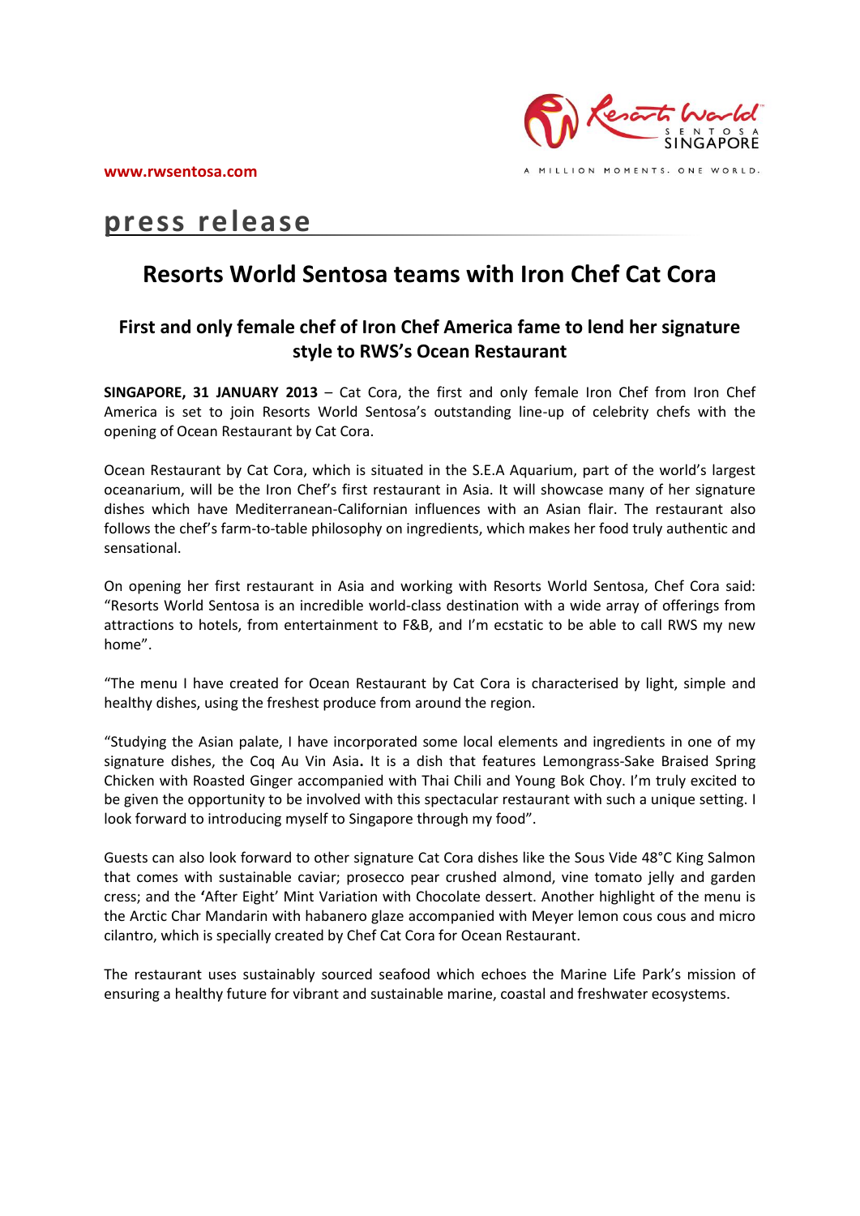www.rwsentosa.com

A MILLION MOMENTS. ONE WORLD.

# press release

## Resorts World Sentosa teams with Iron Chef Cat Cora

### First and only female chef of Iron Chef America fame to lend her signature style to RWS's Ocean Restaurant

**SINGAPORE, 31 JANUARY 2013** – Cat Cora, the first and only female Iron Chef from Iron Chef America is set to join Resorts World Sentosa's outstanding line-up of celebrity chefs with the opening of Ocean Restaurant by Cat Cora.

Ocean Restaurant by Cat Cora, which is situated in the S.E.A Aquarium, part of the world's largest oceanarium, will be the Iron Chef's first restaurant in Asia. It will showcase many of her signature dishes which have Mediterranean-Californian influences with an Asian flair. The restaurant also follows the chef's farm-to-table philosophy on ingredients, which makes her food truly authentic and sensational.

On opening her first restaurant in Asia and working with Resorts World Sentosa, Chef Cora said: "Resorts World Sentosa is an incredible world-class destination with a wide array of offerings from attractions to hotels, from entertainment to F&B, and I'm ecstatic to be able to call RWS my new home".

"The menu I have created for Ocean Restaurant by Cat Cora is characterised by light, simple and healthy dishes, using the freshest produce from around the region.

"Studying the Asian palate, I have incorporated some local elements and ingredients in one of my signature dishes, the Coq Au Vin Asia**.** It is a dish that features Lemongrass-Sake Braised Spring Chicken with Roasted Ginger accompanied with Thai Chili and Young Bok Choy. I'm truly excited to be given the opportunity to be involved with this spectacular restaurant with such a unique setting. I look forward to introducing myself to Singapore through my food".

Guests can also look forward to other signature Cat Cora dishes like the Sous Vide 48°C King Salmon that comes with sustainable caviar; prosecco pear crushed almond, vine tomato jelly and garden cress; and the **'**After Eight' Mint Variation with Chocolate dessert. Another highlight of the menu is the Arctic Char Mandarin with habanero glaze accompanied with Meyer lemon cous cous and micro cilantro, which is specially created by Chef Cat Cora for Ocean Restaurant.

The restaurant uses sustainably sourced seafood which echoes the Marine Life Park's mission of ensuring a healthy future for vibrant and sustainable marine, coastal and freshwater ecosystems.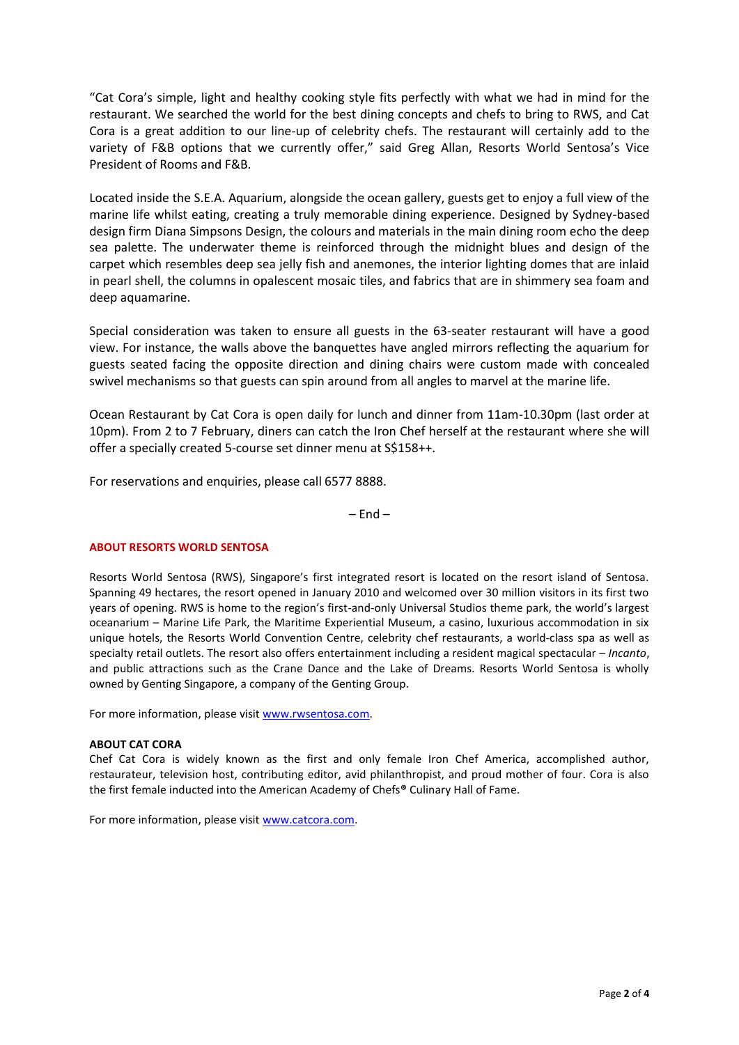"Cat Cora's simple, light and healthy cooking style fits perfectly with what we had in mind for the restaurant. We searched the world for the best dining concepts and chefs to bring to RWS, and Cat Cora is a great addition to our line-up of celebrity chefs. The restaurant will certainly add to the variety of F&B options that we currently offer," said Greg Allan, Resorts World Sentosa's Vice President of Rooms and F&B.

Located inside the S.E.A. Aquarium, alongside the ocean gallery, guests get to enjoy a full view of the marine life whilst eating, creating a truly memorable dining experience. Designed by Sydney-based design firm Diana Simpsons Design, the colours and materials in the main dining room echo the deep sea palette. The underwater theme is reinforced through the midnight blues and design of the carpet which resembles deep sea jelly fish and anemones, the interior lighting domes that are inlaid in pearl shell, the columns in opalescent mosaic tiles, and fabrics that are in shimmery sea foam and deep aquamarine.

Special consideration was taken to ensure all guests in the 63-seater restaurant will have a good view. For instance, the walls above the banquettes have angled mirrors reflecting the aquarium for guests seated facing the opposite direction and dining chairs were custom made with concealed swivel mechanisms so that guests can spin around from all angles to marvel at the marine life.

Ocean Restaurant by Cat Cora is open daily for lunch and dinner from 11am-10.30pm (last order at 10pm). From 2 to 7 February, diners can catch the Iron Chef herself at the restaurant where she will offer a specially created 5-course set dinner menu at S$158++.

For reservations and enquiries, please call 6577 8888.

– End –

**ABOUT RESORTS WORLD SENTOSA**

Resorts World Sentosa (RWS), Singapore's first integrated resort is located on the resort island of Sentosa. Spanning 49 hectares, the resort opened in January 2010 and welcomed over 30 million visitors in its first two years of opening. RWS is home to the region's first-and-only Universal Studios theme park, the world's largest oceanarium – Marine Life Park, the Maritime Experiential Museum, a casino, luxurious accommodation in six unique hotels, the Resorts World Convention Centre, celebrity chef restaurants, a world-class spa as well as specialty retail outlets. The resort also offers entertainment including a resident magical spectacular – *Incanto*, and public attractions such as the Crane Dance and the Lake of Dreams. Resorts World Sentosa is wholly owned by Genting Singapore, a company of the Genting Group.

For more information, please visit [www.rwsentosa.com](www.rwsentosa.com).

**ABOUT CAT CORA**

Chef Cat Cora is widely known as the first and only female Iron Chef America, accomplished author, restaurateur, television host, contributing editor, avid philanthropist, and proud mother of four. Cora is also the first female inducted into the American Academy of Chefs® Culinary Hall of Fame.

For more information, please visit [www.catcora.com](www.catcora.com).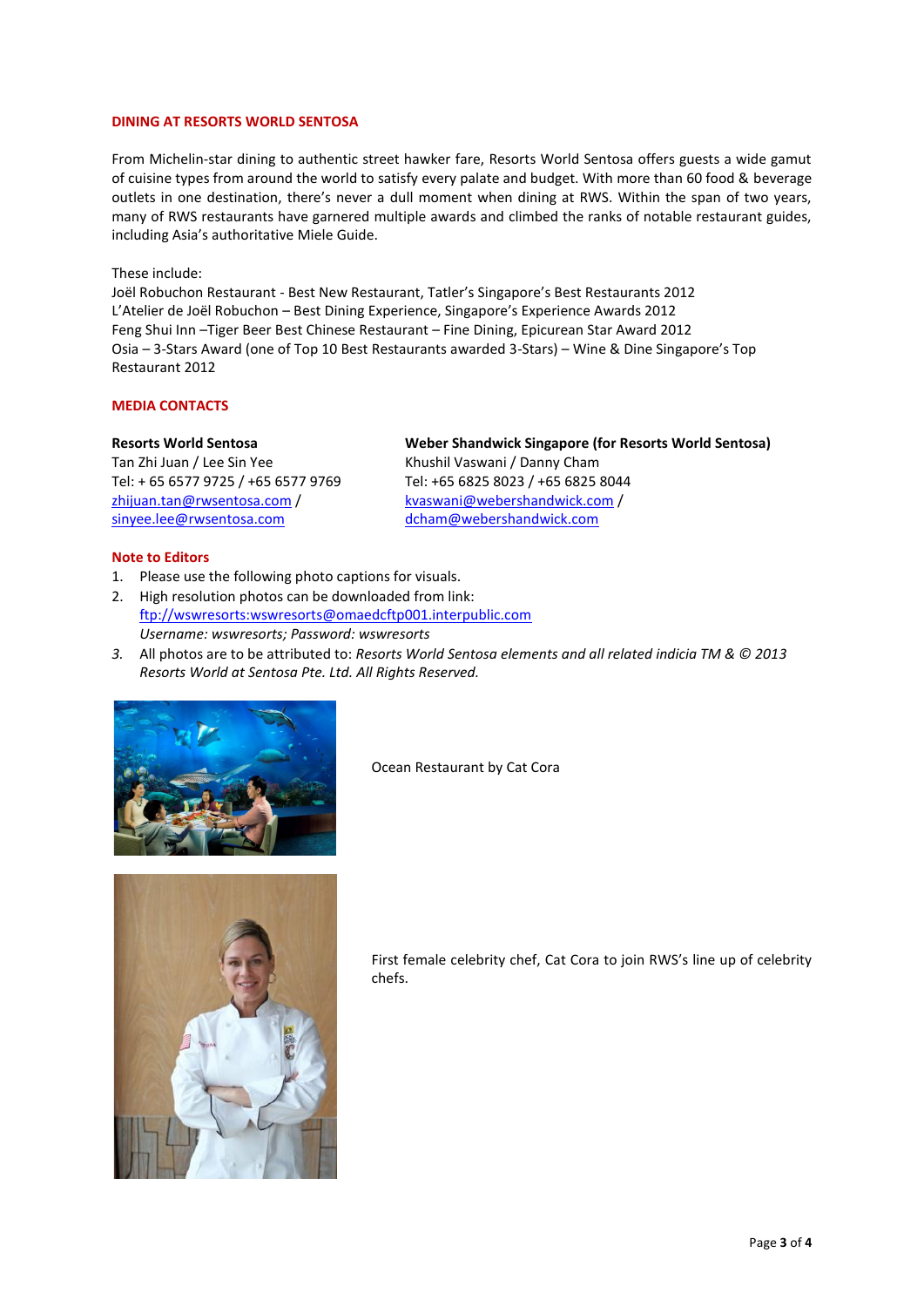## DINING AT RESORTS WORLD SENTOSA

From Michelin-star dining to authentic street hawker fare, Resorts World Sentosa offers guests a wide gamut of cuisine types from around the world to satisfy every palate and budget. With more than 60 food & beverage outlets in one destination, there's never a dull moment when dining at RWS. Within the span of two years, many of RWS restaurants have garnered multiple awards and climbed the ranks of notable restaurant guides, including Asia's authoritative Miele Guide.

These include:
Joël Robuchon Restaurant - Best New Restaurant, Tatler's Singapore's Best Restaurants 2012
L'Atelier de Joël Robuchon – Best Dining Experience, Singapore's Experience Awards 2012
Feng Shui Inn –Tiger Beer Best Chinese Restaurant – Fine Dining, Epicurean Star Award 2012
Osia – 3-Stars Award (one of Top 10 Best Restaurants awarded 3-Stars) – Wine & Dine Singapore's Top Restaurant 2012

## MEDIA CONTACTS

**Resorts World Sentosa**
Tan Zhi Juan / Lee Sin Yee
Tel: + 65 6577 9725 / +65 6577 9769
zhijuan.tan@rwsentosa.com / sinyee.lee@rwsentosa.com

**Weber Shandwick Singapore (for Resorts World Sentosa)**
Khushil Vaswani / Danny Cham
Tel: +65 6825 8023 / +65 6825 8044
kvaswani@webershandwick.com / dcham@webershandwick.com

## Note to Editors

1. Please use the following photo captions for visuals.
2. High resolution photos can be downloaded from link: ftp://wswresorts:wswresorts@omaedcftp001.interpublic.com
   *Username: wswresorts; Password: wswresorts*
3. All photos are to be attributed to: *Resorts World Sentosa elements and all related indicia TM & © 2013 Resorts World at Sentosa Pte. Ltd. All Rights Reserved.*

Ocean Restaurant by Cat Cora

First female celebrity chef, Cat Cora to join RWS's line up of celebrity chefs.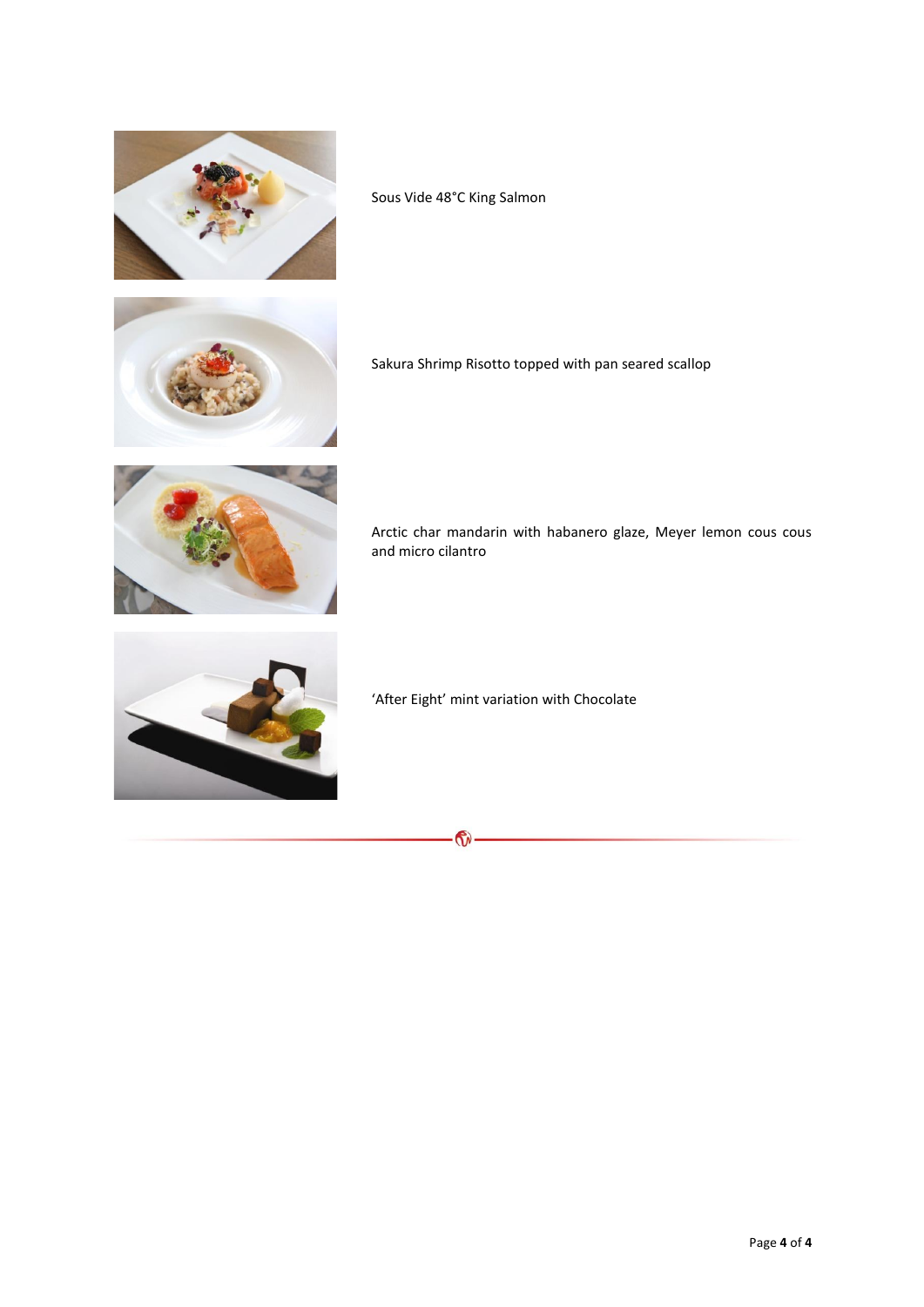Sous Vide 48°C King Salmon

Sakura Shrimp Risotto topped with pan seared scallop

Arctic char mandarin with habanero glaze, Meyer lemon cous cous and micro cilantro

'After Eight' mint variation with Chocolate